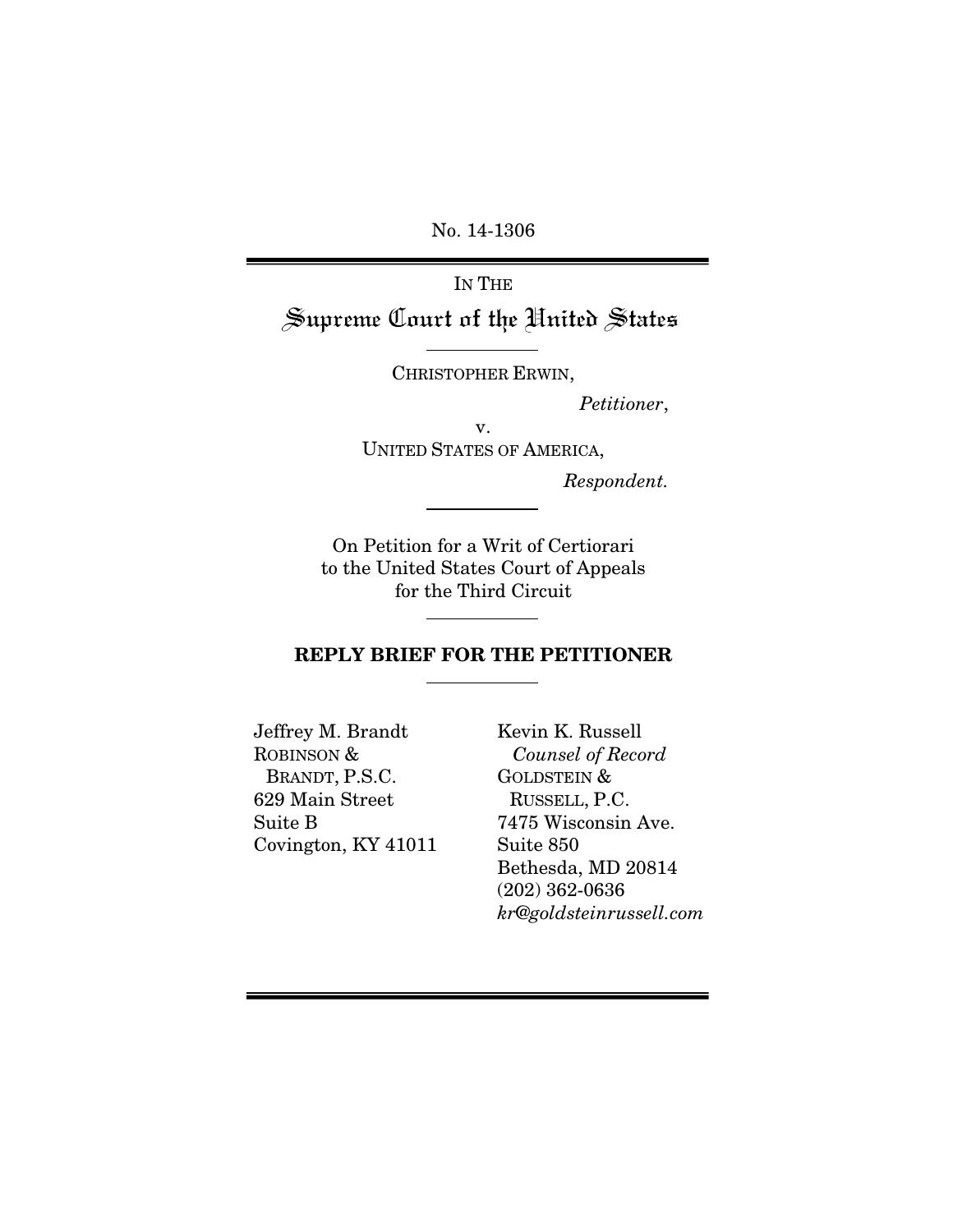No. 14-1306

---

IN THE

# Supreme Court of the United States

---

CHRISTOPHER ERWIN,

*Petitioner*,

v.

UNITED STATES OF AMERICA,

*Respondent.*

---

On Petition for a Writ of Certiorari to the United States Court of Appeals for the Third Circuit

---

## REPLY BRIEF FOR THE PETITIONER

---

Jeffrey M. Brandt
ROBINSON &
BRANDT, P.S.C.
629 Main Street
Suite B
Covington, KY 41011

Kevin K. Russell
*Counsel of Record*
GOLDSTEIN &
RUSSELL, P.C.
7475 Wisconsin Ave.
Suite 850
Bethesda, MD 20814
(202) 362-0636
*kr@goldsteinrussell.com*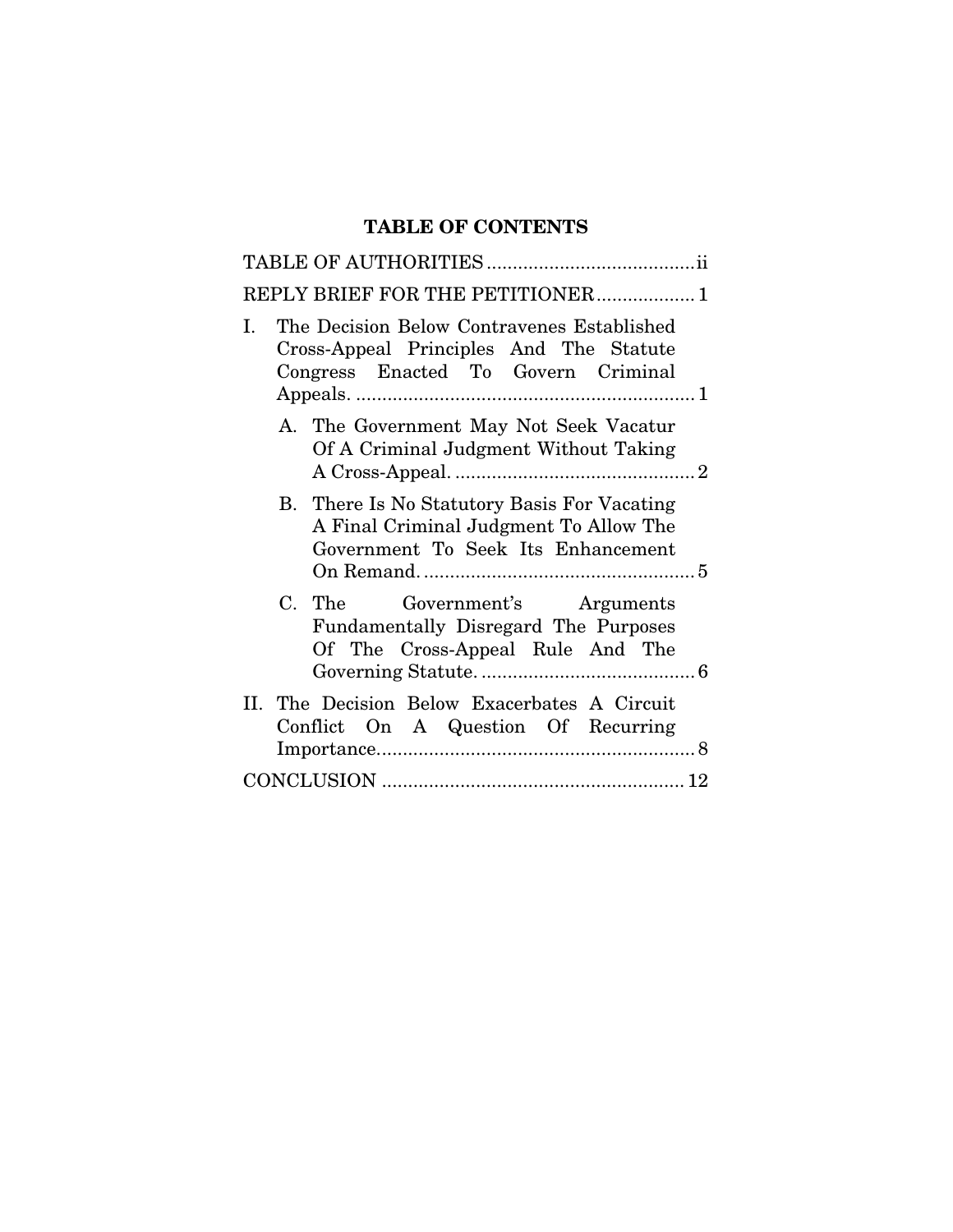## TABLE OF CONTENTS

TABLE OF AUTHORITIES ........................................ ii

REPLY BRIEF FOR THE PETITIONER .................. 1

I. The Decision Below Contravenes Established Cross-Appeal Principles And The Statute Congress Enacted To Govern Criminal Appeals. ................................................................ 1

   A. The Government May Not Seek Vacatur Of A Criminal Judgment Without Taking A Cross-Appeal. ............................................. 2

   B. There Is No Statutory Basis For Vacating A Final Criminal Judgment To Allow The Government To Seek Its Enhancement On Remand. .................................................... 5

   C. The Government's Arguments Fundamentally Disregard The Purposes Of The Cross-Appeal Rule And The Governing Statute. ......................................... 6

II. The Decision Below Exacerbates A Circuit Conflict On A Question Of Recurring Importance............................................................ 8

CONCLUSION ......................................................... 12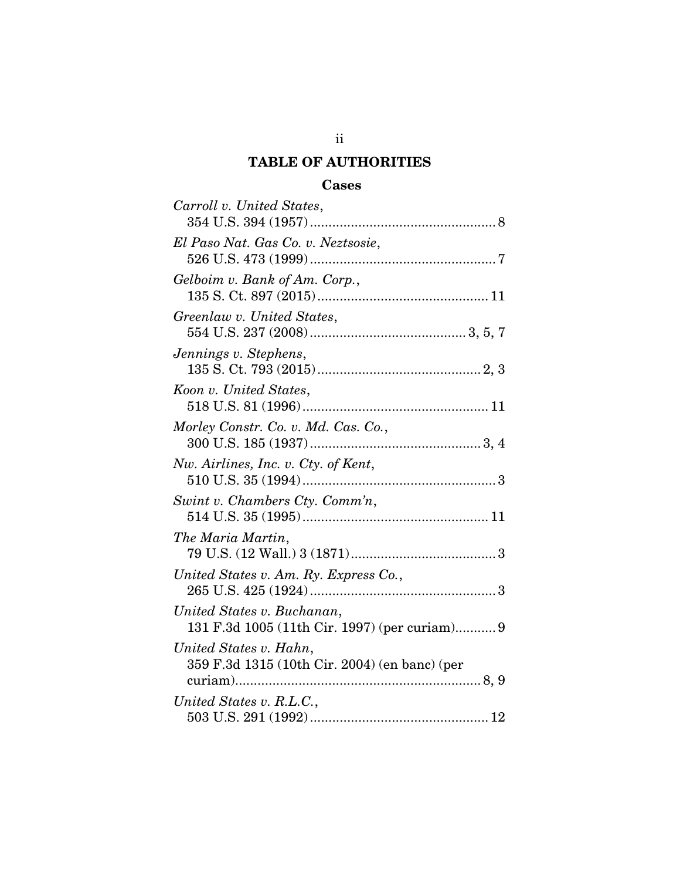# TABLE OF AUTHORITIES

## Cases

*Carroll v. United States*,
354 U.S. 394 (1957) .................................................. 8

*El Paso Nat. Gas Co. v. Neztsosie*,
526 U.S. 473 (1999) .................................................. 7

*Gelboim v. Bank of Am. Corp.*,
135 S. Ct. 897 (2015) .............................................. 11

*Greenlaw v. United States*,
554 U.S. 237 (2008) .......................................... 3, 5, 7

*Jennings v. Stephens*,
135 S. Ct. 793 (2015) ............................................ 2, 3

*Koon v. United States*,
518 U.S. 81 (1996) .................................................. 11

*Morley Constr. Co. v. Md. Cas. Co.*,
300 U.S. 185 (1937) .............................................. 3, 4

*Nw. Airlines, Inc. v. Cty. of Kent*,
510 U.S. 35 (1994) .................................................... 3

*Swint v. Chambers Cty. Comm'n*,
514 U.S. 35 (1995) .................................................. 11

*The Maria Martin*,
79 U.S. (12 Wall.) 3 (1871) ....................................... 3

*United States v. Am. Ry. Express Co.*,
265 U.S. 425 (1924) .................................................. 3

*United States v. Buchanan*,
131 F.3d 1005 (11th Cir. 1997) (per curiam)........... 9

*United States v. Hahn*,
359 F.3d 1315 (10th Cir. 2004) (en banc) (per curiam).................................................................. 8, 9

*United States v. R.L.C.*,
503 U.S. 291 (1992) ................................................ 12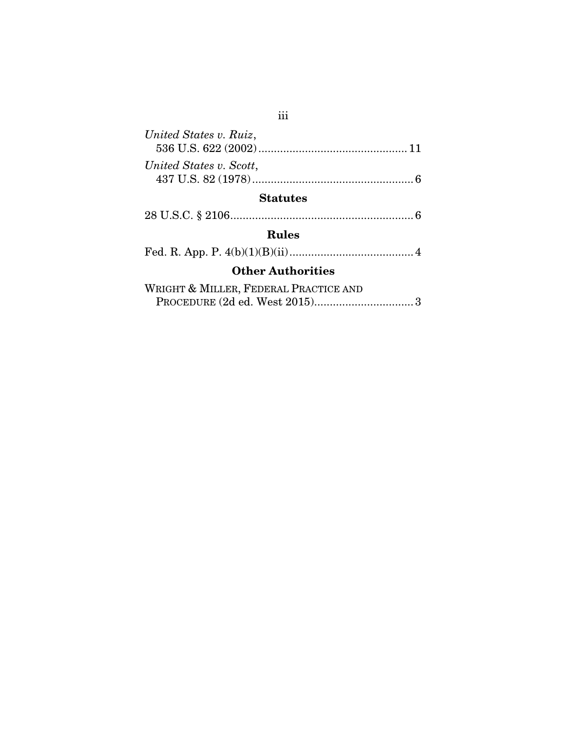*United States v. Ruiz*,
536 U.S. 622 (2002)................................................ 11

*United States v. Scott*,
437 U.S. 82 (1978).................................................... 6

**Statutes**

28 U.S.C. § 2106........................................................... 6

**Rules**

Fed. R. App. P. 4(b)(1)(B)(ii)........................................ 4

**Other Authorities**

WRIGHT & MILLER, FEDERAL PRACTICE AND
PROCEDURE (2d ed. West 2015)................................ 3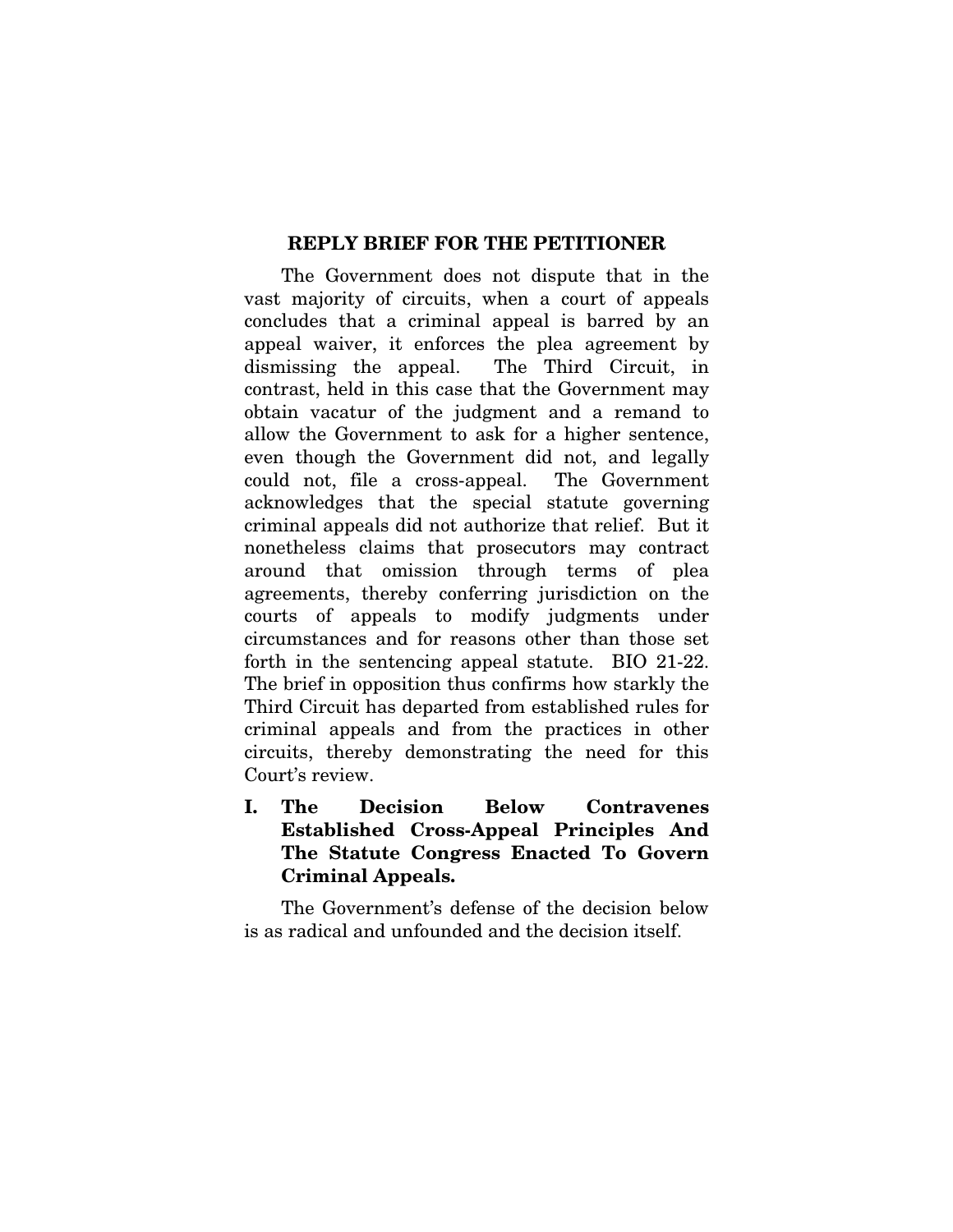## REPLY BRIEF FOR THE PETITIONER

The Government does not dispute that in the vast majority of circuits, when a court of appeals concludes that a criminal appeal is barred by an appeal waiver, it enforces the plea agreement by dismissing the appeal. The Third Circuit, in contrast, held in this case that the Government may obtain vacatur of the judgment and a remand to allow the Government to ask for a higher sentence, even though the Government did not, and legally could not, file a cross-appeal. The Government acknowledges that the special statute governing criminal appeals did not authorize that relief. But it nonetheless claims that prosecutors may contract around that omission through terms of plea agreements, thereby conferring jurisdiction on the courts of appeals to modify judgments under circumstances and for reasons other than those set forth in the sentencing appeal statute. BIO 21-22. The brief in opposition thus confirms how starkly the Third Circuit has departed from established rules for criminal appeals and from the practices in other circuits, thereby demonstrating the need for this Court's review.

### I. The Decision Below Contravenes Established Cross-Appeal Principles And The Statute Congress Enacted To Govern Criminal Appeals.

The Government's defense of the decision below is as radical and unfounded and the decision itself.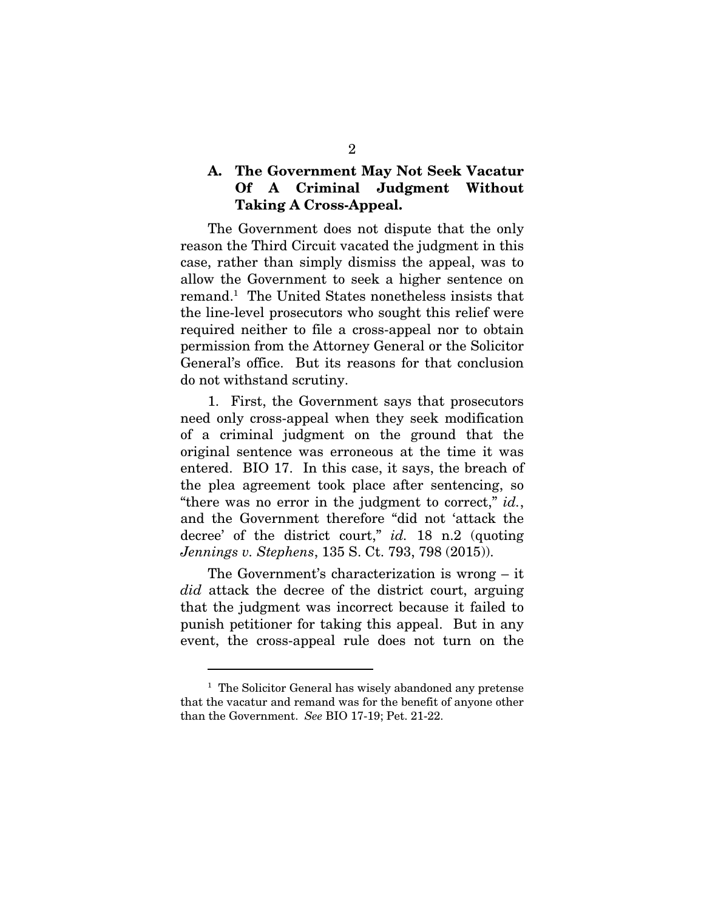### A. The Government May Not Seek Vacatur Of A Criminal Judgment Without Taking A Cross-Appeal.

The Government does not dispute that the only reason the Third Circuit vacated the judgment in this case, rather than simply dismiss the appeal, was to allow the Government to seek a higher sentence on remand.[1] The United States nonetheless insists that the line-level prosecutors who sought this relief were required neither to file a cross-appeal nor to obtain permission from the Attorney General or the Solicitor General's office. But its reasons for that conclusion do not withstand scrutiny.

1. First, the Government says that prosecutors need only cross-appeal when they seek modification of a criminal judgment on the ground that the original sentence was erroneous at the time it was entered. BIO 17. In this case, it says, the breach of the plea agreement took place after sentencing, so "there was no error in the judgment to correct," *id.*, and the Government therefore "did not 'attack the decree' of the district court," *id.* 18 n.2 (quoting *Jennings v. Stephens*, 135 S. Ct. 793, 798 (2015)).

The Government's characterization is wrong – it *did* attack the decree of the district court, arguing that the judgment was incorrect because it failed to punish petitioner for taking this appeal. But in any event, the cross-appeal rule does not turn on the

---

[1] The Solicitor General has wisely abandoned any pretense that the vacatur and remand was for the benefit of anyone other than the Government. *See* BIO 17-19; Pet. 21-22.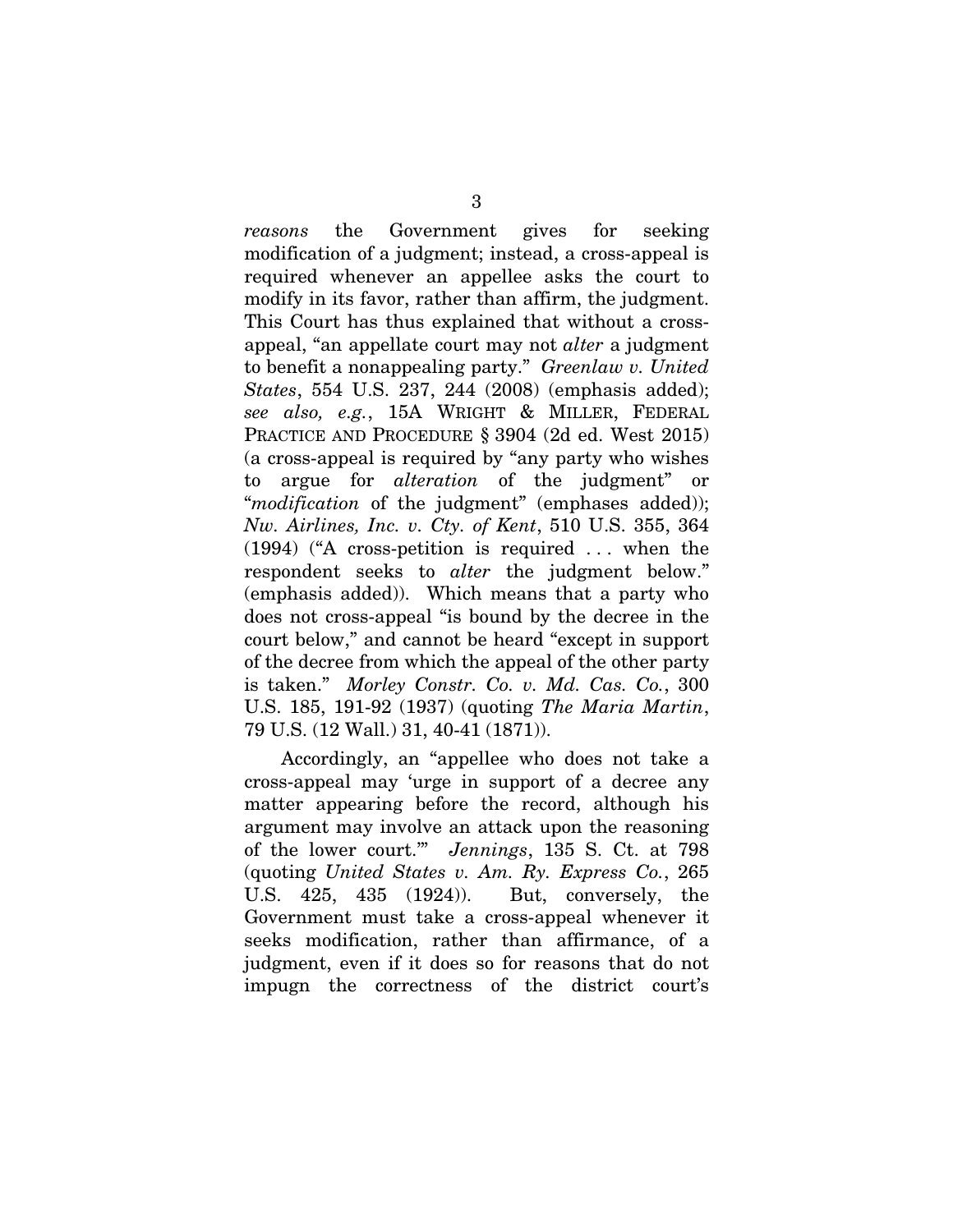*reasons* the Government gives for seeking modification of a judgment; instead, a cross-appeal is required whenever an appellee asks the court to modify in its favor, rather than affirm, the judgment. This Court has thus explained that without a cross-appeal, "an appellate court may not *alter* a judgment to benefit a nonappealing party." *Greenlaw v. United States*, 554 U.S. 237, 244 (2008) (emphasis added); *see also, e.g.*, 15A WRIGHT & MILLER, FEDERAL PRACTICE AND PROCEDURE § 3904 (2d ed. West 2015) (a cross-appeal is required by "any party who wishes to argue for *alteration* of the judgment" or "*modification* of the judgment" (emphases added)); *Nw. Airlines, Inc. v. Cty. of Kent*, 510 U.S. 355, 364 (1994) ("A cross-petition is required . . . when the respondent seeks to *alter* the judgment below." (emphasis added)). Which means that a party who does not cross-appeal "is bound by the decree in the court below," and cannot be heard "except in support of the decree from which the appeal of the other party is taken." *Morley Constr. Co. v. Md. Cas. Co.*, 300 U.S. 185, 191-92 (1937) (quoting *The Maria Martin*, 79 U.S. (12 Wall.) 31, 40-41 (1871)).

Accordingly, an "appellee who does not take a cross-appeal may 'urge in support of a decree any matter appearing before the record, although his argument may involve an attack upon the reasoning of the lower court.'" *Jennings*, 135 S. Ct. at 798 (quoting *United States v. Am. Ry. Express Co.*, 265 U.S. 425, 435 (1924)). But, conversely, the Government must take a cross-appeal whenever it seeks modification, rather than affirmance, of a judgment, even if it does so for reasons that do not impugn the correctness of the district court's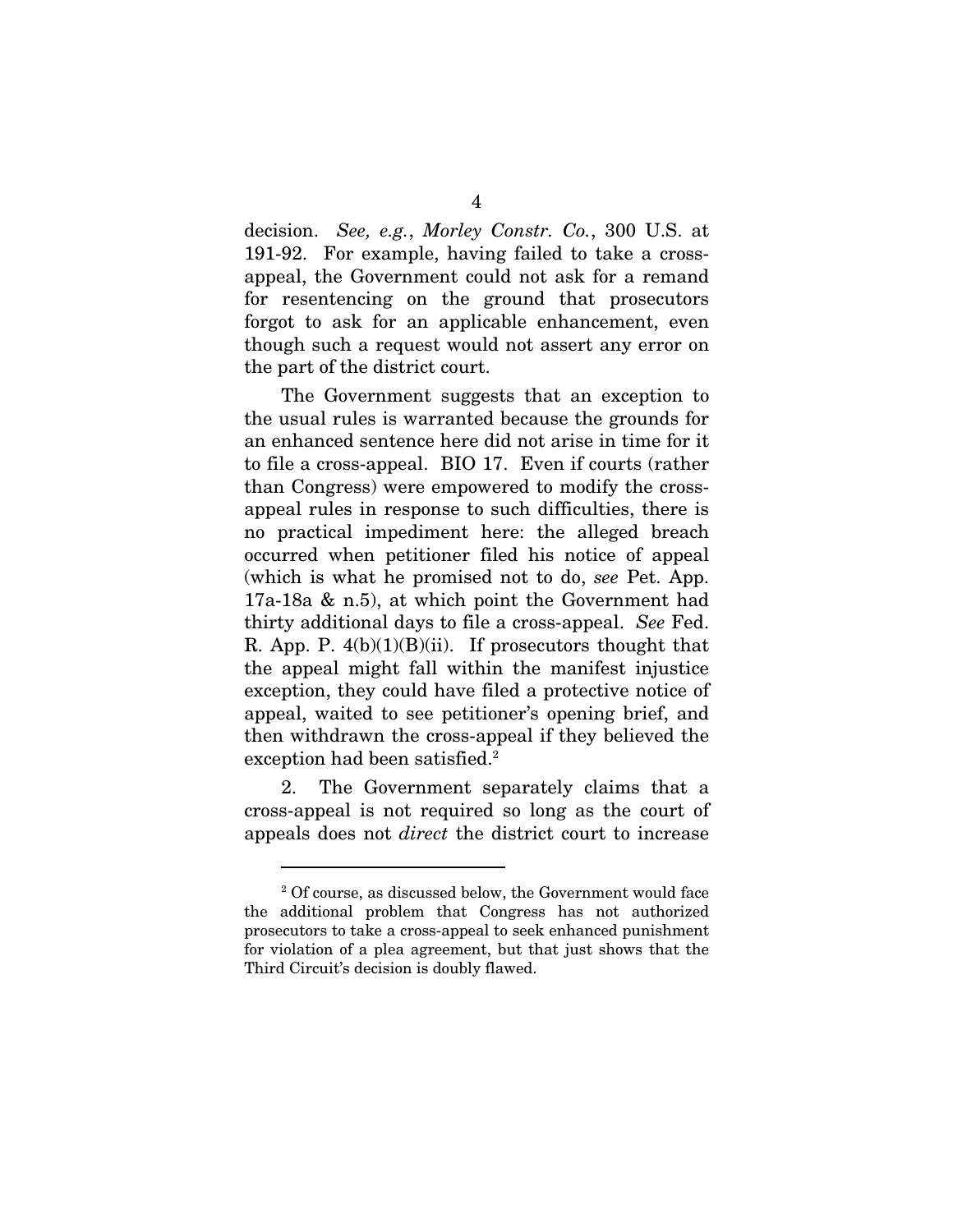decision. *See, e.g.*, *Morley Constr. Co.*, 300 U.S. at 191-92. For example, having failed to take a cross-appeal, the Government could not ask for a remand for resentencing on the ground that prosecutors forgot to ask for an applicable enhancement, even though such a request would not assert any error on the part of the district court.

The Government suggests that an exception to the usual rules is warranted because the grounds for an enhanced sentence here did not arise in time for it to file a cross-appeal. BIO 17. Even if courts (rather than Congress) were empowered to modify the cross-appeal rules in response to such difficulties, there is no practical impediment here: the alleged breach occurred when petitioner filed his notice of appeal (which is what he promised not to do, *see* Pet. App. 17a-18a & n.5), at which point the Government had thirty additional days to file a cross-appeal. *See* Fed. R. App. P. 4(b)(1)(B)(ii). If prosecutors thought that the appeal might fall within the manifest injustice exception, they could have filed a protective notice of appeal, waited to see petitioner's opening brief, and then withdrawn the cross-appeal if they believed the exception had been satisfied.[2]

2. The Government separately claims that a cross-appeal is not required so long as the court of appeals does not *direct* the district court to increase

---

[2] Of course, as discussed below, the Government would face the additional problem that Congress has not authorized prosecutors to take a cross-appeal to seek enhanced punishment for violation of a plea agreement, but that just shows that the Third Circuit's decision is doubly flawed.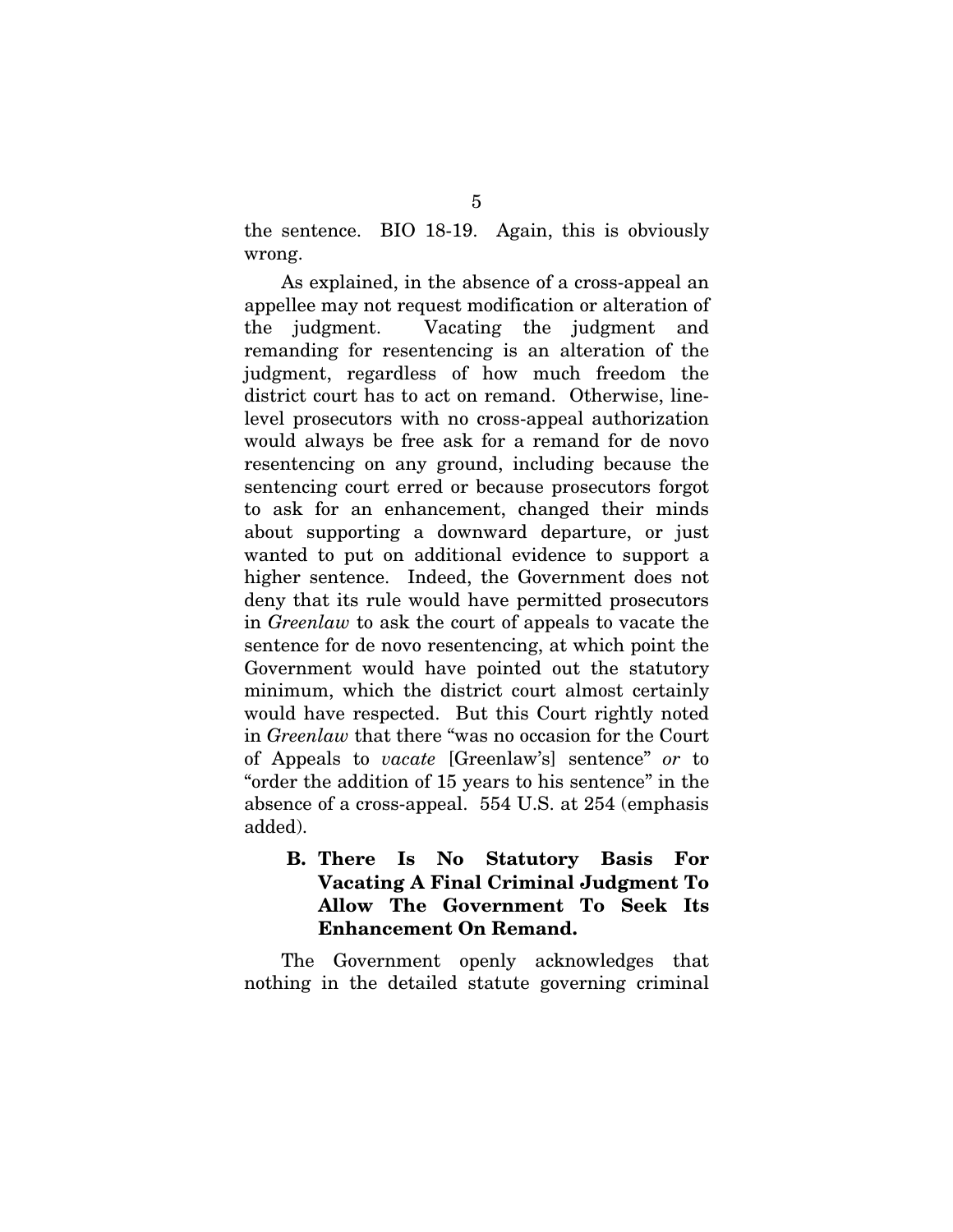the sentence. BIO 18-19. Again, this is obviously wrong.

As explained, in the absence of a cross-appeal an appellee may not request modification or alteration of the judgment. Vacating the judgment and remanding for resentencing is an alteration of the judgment, regardless of how much freedom the district court has to act on remand. Otherwise, line-level prosecutors with no cross-appeal authorization would always be free ask for a remand for de novo resentencing on any ground, including because the sentencing court erred or because prosecutors forgot to ask for an enhancement, changed their minds about supporting a downward departure, or just wanted to put on additional evidence to support a higher sentence. Indeed, the Government does not deny that its rule would have permitted prosecutors in *Greenlaw* to ask the court of appeals to vacate the sentence for de novo resentencing, at which point the Government would have pointed out the statutory minimum, which the district court almost certainly would have respected. But this Court rightly noted in *Greenlaw* that there "was no occasion for the Court of Appeals to *vacate* [Greenlaw's] sentence" *or* to "order the addition of 15 years to his sentence" in the absence of a cross-appeal. 554 U.S. at 254 (emphasis added).

### B. There Is No Statutory Basis For Vacating A Final Criminal Judgment To Allow The Government To Seek Its Enhancement On Remand.

The Government openly acknowledges that nothing in the detailed statute governing criminal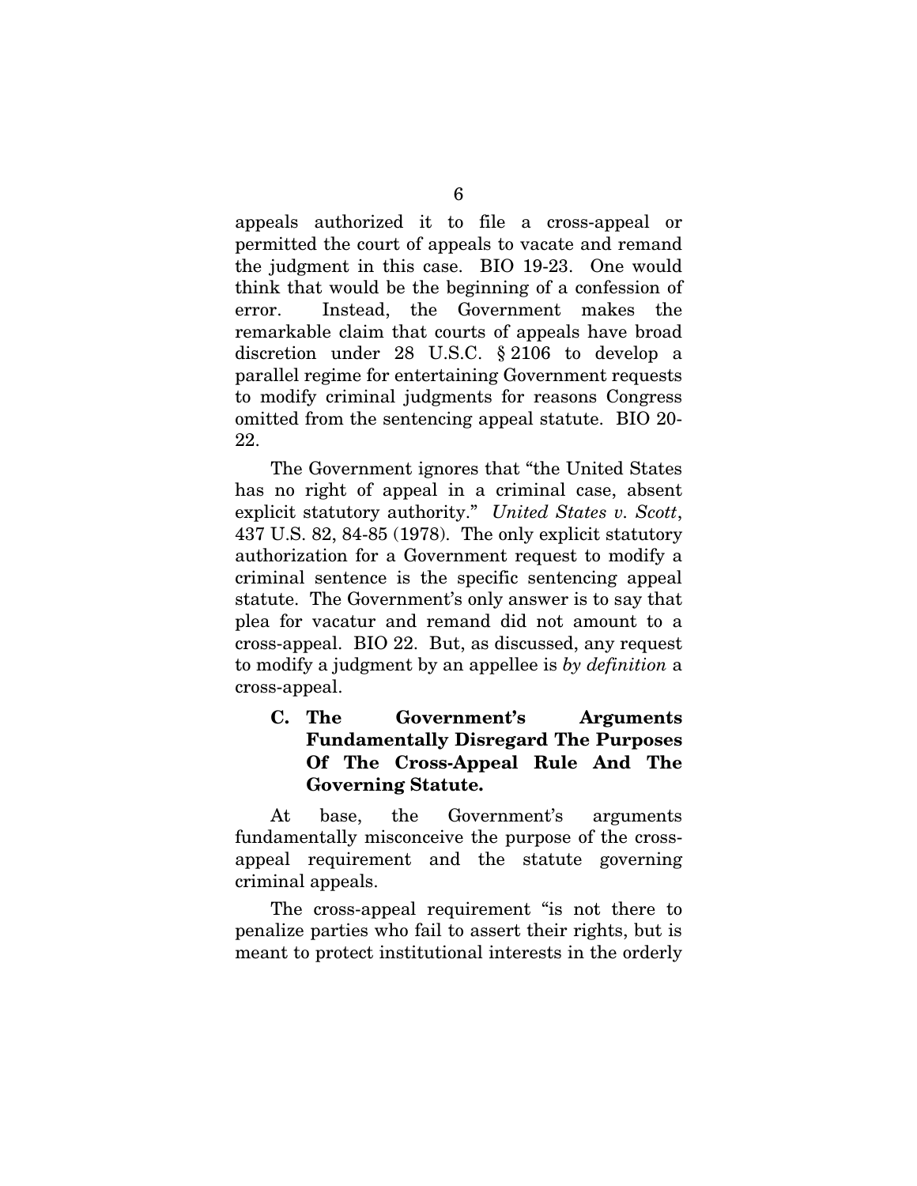appeals authorized it to file a cross-appeal or permitted the court of appeals to vacate and remand the judgment in this case. BIO 19-23. One would think that would be the beginning of a confession of error. Instead, the Government makes the remarkable claim that courts of appeals have broad discretion under 28 U.S.C. § 2106 to develop a parallel regime for entertaining Government requests to modify criminal judgments for reasons Congress omitted from the sentencing appeal statute. BIO 20-22.

The Government ignores that "the United States has no right of appeal in a criminal case, absent explicit statutory authority." *United States v. Scott*, 437 U.S. 82, 84-85 (1978). The only explicit statutory authorization for a Government request to modify a criminal sentence is the specific sentencing appeal statute. The Government's only answer is to say that plea for vacatur and remand did not amount to a cross-appeal. BIO 22. But, as discussed, any request to modify a judgment by an appellee is *by definition* a cross-appeal.

### C. The Government's Arguments Fundamentally Disregard The Purposes Of The Cross-Appeal Rule And The Governing Statute.

At base, the Government's arguments fundamentally misconceive the purpose of the cross-appeal requirement and the statute governing criminal appeals.

The cross-appeal requirement "is not there to penalize parties who fail to assert their rights, but is meant to protect institutional interests in the orderly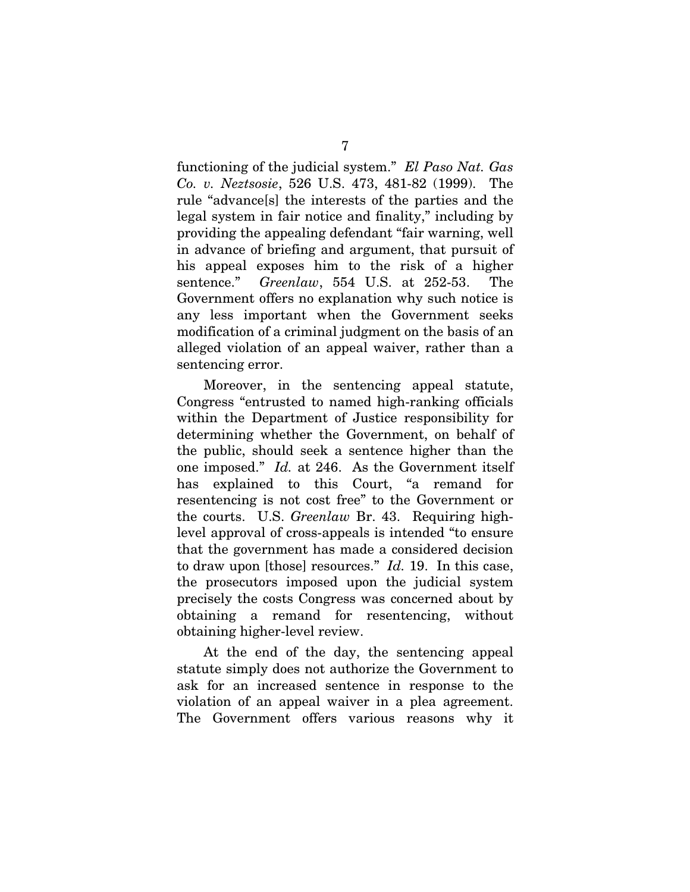functioning of the judicial system." *El Paso Nat. Gas Co. v. Neztsosie*, 526 U.S. 473, 481-82 (1999). The rule "advance[s] the interests of the parties and the legal system in fair notice and finality," including by providing the appealing defendant "fair warning, well in advance of briefing and argument, that pursuit of his appeal exposes him to the risk of a higher sentence." *Greenlaw*, 554 U.S. at 252-53. The Government offers no explanation why such notice is any less important when the Government seeks modification of a criminal judgment on the basis of an alleged violation of an appeal waiver, rather than a sentencing error.

Moreover, in the sentencing appeal statute, Congress "entrusted to named high-ranking officials within the Department of Justice responsibility for determining whether the Government, on behalf of the public, should seek a sentence higher than the one imposed." *Id.* at 246. As the Government itself has explained to this Court, "a remand for resentencing is not cost free" to the Government or the courts. U.S. *Greenlaw* Br. 43. Requiring high-level approval of cross-appeals is intended "to ensure that the government has made a considered decision to draw upon [those] resources." *Id.* 19. In this case, the prosecutors imposed upon the judicial system precisely the costs Congress was concerned about by obtaining a remand for resentencing, without obtaining higher-level review.

At the end of the day, the sentencing appeal statute simply does not authorize the Government to ask for an increased sentence in response to the violation of an appeal waiver in a plea agreement. The Government offers various reasons why it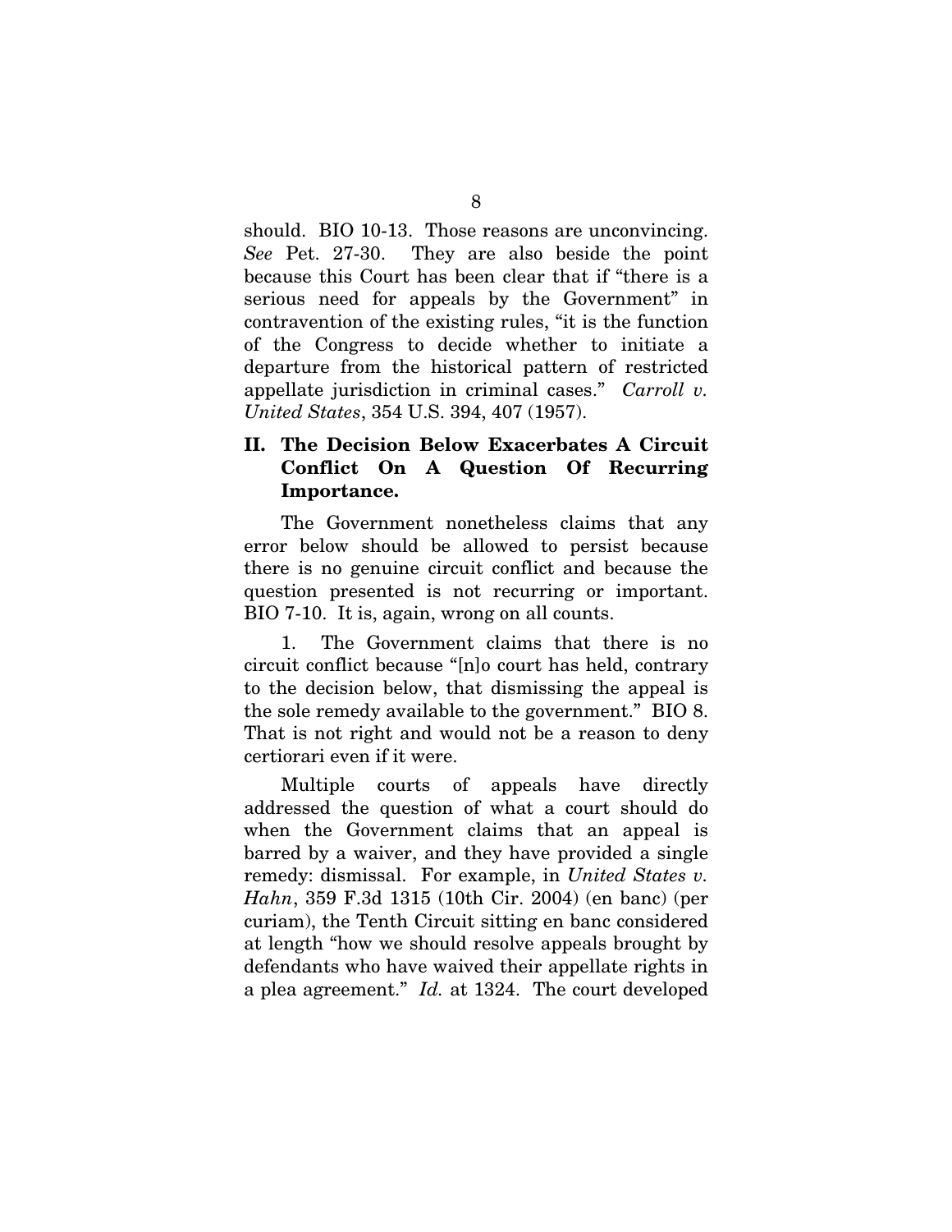should. BIO 10-13. Those reasons are unconvincing. *See* Pet. 27-30. They are also beside the point because this Court has been clear that if "there is a serious need for appeals by the Government" in contravention of the existing rules, "it is the function of the Congress to decide whether to initiate a departure from the historical pattern of restricted appellate jurisdiction in criminal cases." *Carroll v. United States*, 354 U.S. 394, 407 (1957).

## II. The Decision Below Exacerbates A Circuit Conflict On A Question Of Recurring Importance.

The Government nonetheless claims that any error below should be allowed to persist because there is no genuine circuit conflict and because the question presented is not recurring or important. BIO 7-10. It is, again, wrong on all counts.

1. The Government claims that there is no circuit conflict because "[n]o court has held, contrary to the decision below, that dismissing the appeal is the sole remedy available to the government." BIO 8. That is not right and would not be a reason to deny certiorari even if it were.

Multiple courts of appeals have directly addressed the question of what a court should do when the Government claims that an appeal is barred by a waiver, and they have provided a single remedy: dismissal. For example, in *United States v. Hahn*, 359 F.3d 1315 (10th Cir. 2004) (en banc) (per curiam), the Tenth Circuit sitting en banc considered at length "how we should resolve appeals brought by defendants who have waived their appellate rights in a plea agreement." *Id.* at 1324. The court developed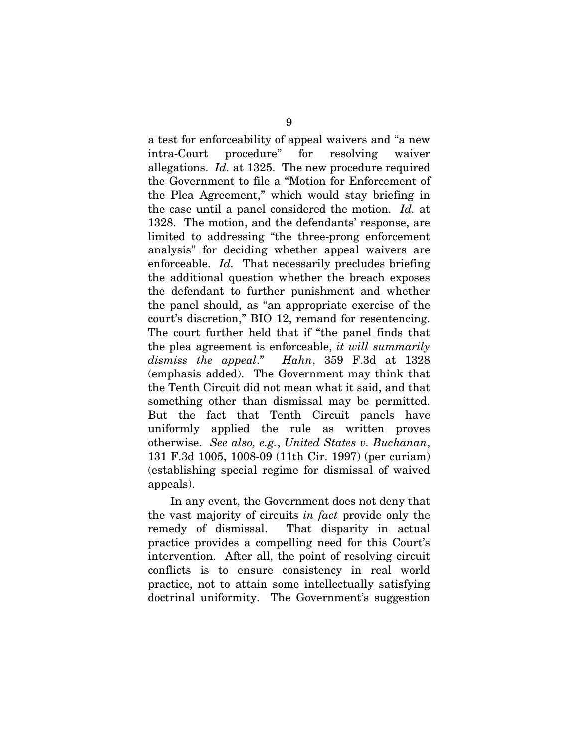a test for enforceability of appeal waivers and "a new intra-Court procedure" for resolving waiver allegations. *Id.* at 1325. The new procedure required the Government to file a "Motion for Enforcement of the Plea Agreement," which would stay briefing in the case until a panel considered the motion. *Id.* at 1328. The motion, and the defendants' response, are limited to addressing "the three-prong enforcement analysis" for deciding whether appeal waivers are enforceable. *Id.* That necessarily precludes briefing the additional question whether the breach exposes the defendant to further punishment and whether the panel should, as "an appropriate exercise of the court's discretion," BIO 12, remand for resentencing. The court further held that if "the panel finds that the plea agreement is enforceable, *it will summarily dismiss the appeal*." *Hahn*, 359 F.3d at 1328 (emphasis added). The Government may think that the Tenth Circuit did not mean what it said, and that something other than dismissal may be permitted. But the fact that Tenth Circuit panels have uniformly applied the rule as written proves otherwise. *See also, e.g.*, *United States v. Buchanan*, 131 F.3d 1005, 1008-09 (11th Cir. 1997) (per curiam) (establishing special regime for dismissal of waived appeals).

In any event, the Government does not deny that the vast majority of circuits *in fact* provide only the remedy of dismissal. That disparity in actual practice provides a compelling need for this Court's intervention. After all, the point of resolving circuit conflicts is to ensure consistency in real world practice, not to attain some intellectually satisfying doctrinal uniformity. The Government's suggestion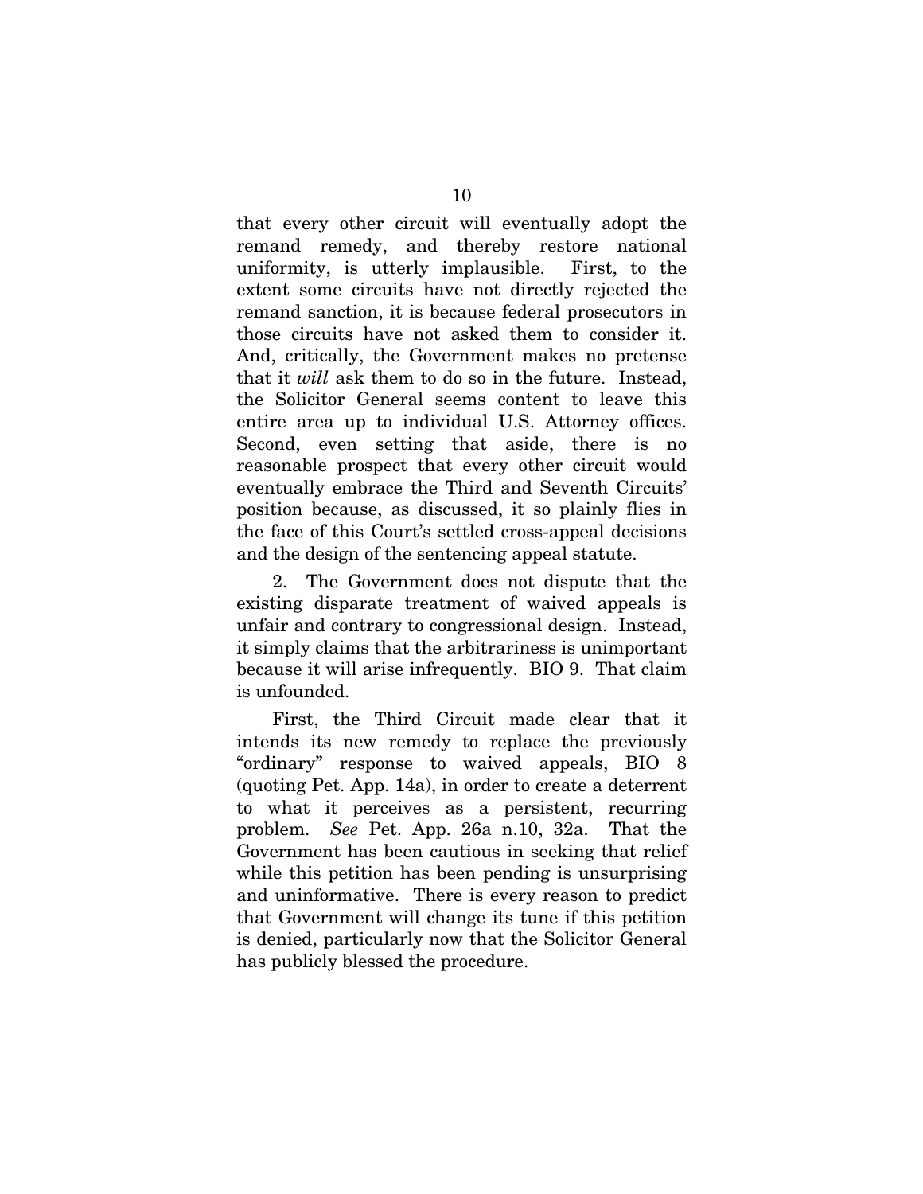that every other circuit will eventually adopt the remand remedy, and thereby restore national uniformity, is utterly implausible. First, to the extent some circuits have not directly rejected the remand sanction, it is because federal prosecutors in those circuits have not asked them to consider it. And, critically, the Government makes no pretense that it *will* ask them to do so in the future. Instead, the Solicitor General seems content to leave this entire area up to individual U.S. Attorney offices. Second, even setting that aside, there is no reasonable prospect that every other circuit would eventually embrace the Third and Seventh Circuits' position because, as discussed, it so plainly flies in the face of this Court's settled cross-appeal decisions and the design of the sentencing appeal statute.

2. The Government does not dispute that the existing disparate treatment of waived appeals is unfair and contrary to congressional design. Instead, it simply claims that the arbitrariness is unimportant because it will arise infrequently. BIO 9. That claim is unfounded.

First, the Third Circuit made clear that it intends its new remedy to replace the previously "ordinary" response to waived appeals, BIO 8 (quoting Pet. App. 14a), in order to create a deterrent to what it perceives as a persistent, recurring problem. *See* Pet. App. 26a n.10, 32a. That the Government has been cautious in seeking that relief while this petition has been pending is unsurprising and uninformative. There is every reason to predict that Government will change its tune if this petition is denied, particularly now that the Solicitor General has publicly blessed the procedure.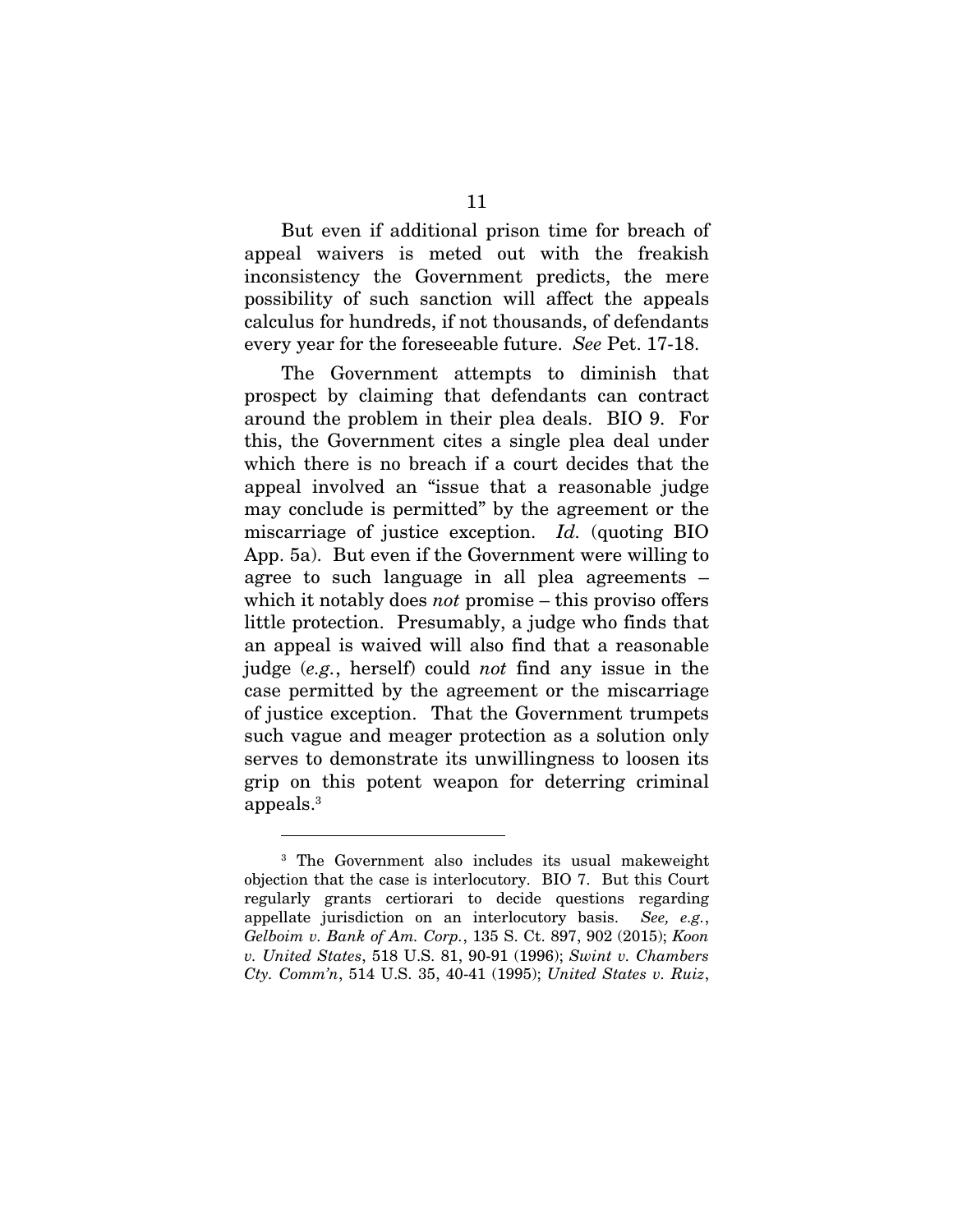But even if additional prison time for breach of appeal waivers is meted out with the freakish inconsistency the Government predicts, the mere possibility of such sanction will affect the appeals calculus for hundreds, if not thousands, of defendants every year for the foreseeable future. *See* Pet. 17-18.

The Government attempts to diminish that prospect by claiming that defendants can contract around the problem in their plea deals. BIO 9. For this, the Government cites a single plea deal under which there is no breach if a court decides that the appeal involved an "issue that a reasonable judge may conclude is permitted" by the agreement or the miscarriage of justice exception. *Id.* (quoting BIO App. 5a). But even if the Government were willing to agree to such language in all plea agreements – which it notably does *not* promise – this proviso offers little protection. Presumably, a judge who finds that an appeal is waived will also find that a reasonable judge (*e.g.*, herself) could *not* find any issue in the case permitted by the agreement or the miscarriage of justice exception. That the Government trumpets such vague and meager protection as a solution only serves to demonstrate its unwillingness to loosen its grip on this potent weapon for deterring criminal appeals.[3]

---

[3] The Government also includes its usual makeweight objection that the case is interlocutory. BIO 7. But this Court regularly grants certiorari to decide questions regarding appellate jurisdiction on an interlocutory basis. *See, e.g.*, *Gelboim v. Bank of Am. Corp.*, 135 S. Ct. 897, 902 (2015); *Koon v. United States*, 518 U.S. 81, 90-91 (1996); *Swint v. Chambers Cty. Comm'n*, 514 U.S. 35, 40-41 (1995); *United States v. Ruiz*,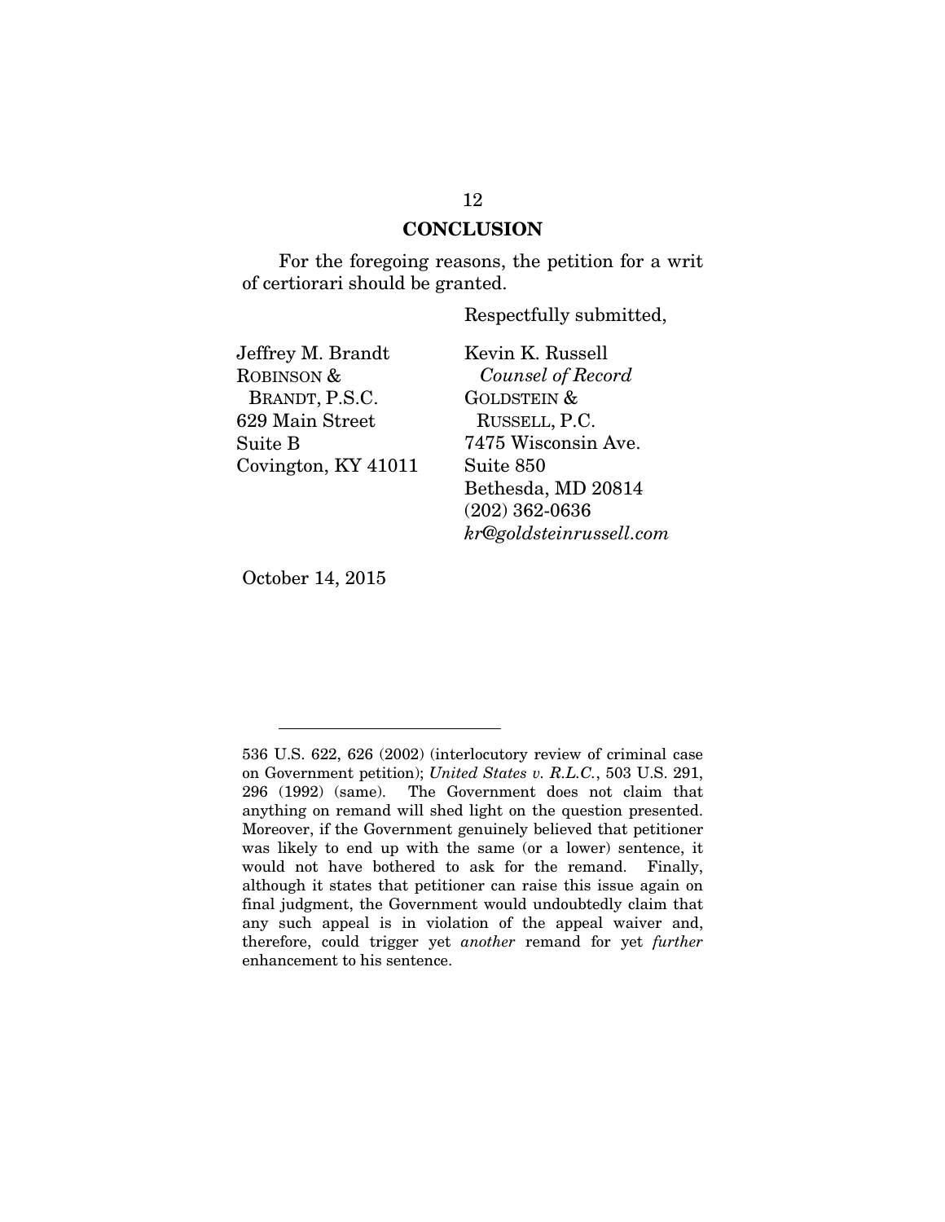## CONCLUSION

For the foregoing reasons, the petition for a writ of certiorari should be granted.

Respectfully submitted,

Jeffrey M. Brandt
ROBINSON &
BRANDT, P.S.C.
629 Main Street
Suite B
Covington, KY 41011

Kevin K. Russell
*Counsel of Record*
GOLDSTEIN &
RUSSELL, P.C.
7475 Wisconsin Ave.
Suite 850
Bethesda, MD 20814
(202) 362-0636
*kr@goldsteinrussell.com*

October 14, 2015

---

536 U.S. 622, 626 (2002) (interlocutory review of criminal case on Government petition); *United States v. R.L.C.*, 503 U.S. 291, 296 (1992) (same). The Government does not claim that anything on remand will shed light on the question presented. Moreover, if the Government genuinely believed that petitioner was likely to end up with the same (or a lower) sentence, it would not have bothered to ask for the remand. Finally, although it states that petitioner can raise this issue again on final judgment, the Government would undoubtedly claim that any such appeal is in violation of the appeal waiver and, therefore, could trigger yet *another* remand for yet *further* enhancement to his sentence.